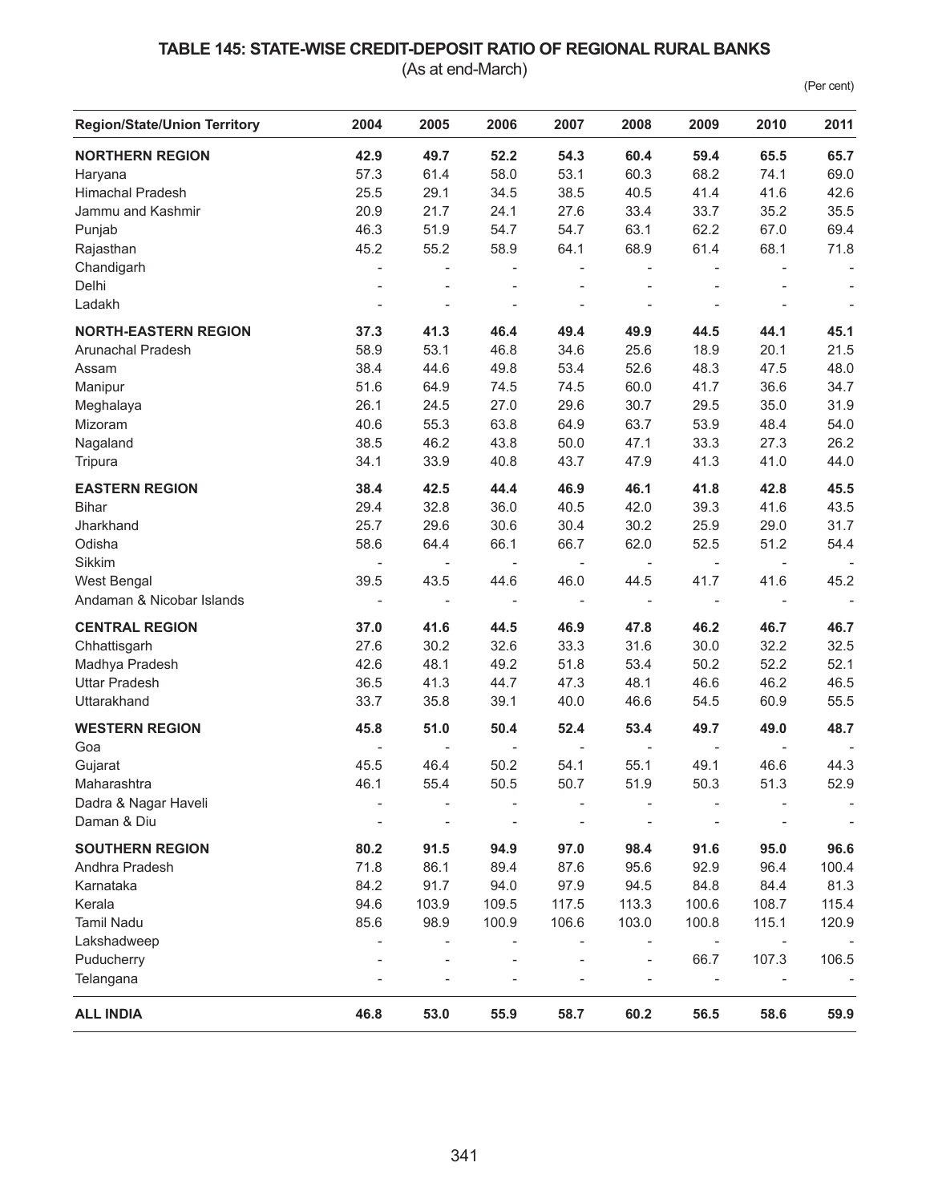## TABLE 145: STATE-WISE CREDIT-DEPOSIT RATIO OF REGIONAL RURAL BANKS

(As at end-March)

(Per cent)

| Region/State/Union Territory | 2004 | 2005 | 2006 | 2007 | 2008 | 2009 | 2010 | 2011 |
|---|---|---|---|---|---|---|---|---|
| **NORTHERN REGION** | **42.9** | **49.7** | **52.2** | **54.3** | **60.4** | **59.4** | **65.5** | **65.7** |
| Haryana | 57.3 | 61.4 | 58.0 | 53.1 | 60.3 | 68.2 | 74.1 | 69.0 |
| Himachal Pradesh | 25.5 | 29.1 | 34.5 | 38.5 | 40.5 | 41.4 | 41.6 | 42.6 |
| Jammu and Kashmir | 20.9 | 21.7 | 24.1 | 27.6 | 33.4 | 33.7 | 35.2 | 35.5 |
| Punjab | 46.3 | 51.9 | 54.7 | 54.7 | 63.1 | 62.2 | 67.0 | 69.4 |
| Rajasthan | 45.2 | 55.2 | 58.9 | 64.1 | 68.9 | 61.4 | 68.1 | 71.8 |
| Chandigarh | - | - | - | - | - | - | - | - |
| Delhi | - | - | - | - | - | - | - | - |
| Ladakh | - | - | - | - | - | - | - | - |
| **NORTH-EASTERN REGION** | **37.3** | **41.3** | **46.4** | **49.4** | **49.9** | **44.5** | **44.1** | **45.1** |
| Arunachal Pradesh | 58.9 | 53.1 | 46.8 | 34.6 | 25.6 | 18.9 | 20.1 | 21.5 |
| Assam | 38.4 | 44.6 | 49.8 | 53.4 | 52.6 | 48.3 | 47.5 | 48.0 |
| Manipur | 51.6 | 64.9 | 74.5 | 74.5 | 60.0 | 41.7 | 36.6 | 34.7 |
| Meghalaya | 26.1 | 24.5 | 27.0 | 29.6 | 30.7 | 29.5 | 35.0 | 31.9 |
| Mizoram | 40.6 | 55.3 | 63.8 | 64.9 | 63.7 | 53.9 | 48.4 | 54.0 |
| Nagaland | 38.5 | 46.2 | 43.8 | 50.0 | 47.1 | 33.3 | 27.3 | 26.2 |
| Tripura | 34.1 | 33.9 | 40.8 | 43.7 | 47.9 | 41.3 | 41.0 | 44.0 |
| **EASTERN REGION** | **38.4** | **42.5** | **44.4** | **46.9** | **46.1** | **41.8** | **42.8** | **45.5** |
| Bihar | 29.4 | 32.8 | 36.0 | 40.5 | 42.0 | 39.3 | 41.6 | 43.5 |
| Jharkhand | 25.7 | 29.6 | 30.6 | 30.4 | 30.2 | 25.9 | 29.0 | 31.7 |
| Odisha | 58.6 | 64.4 | 66.1 | 66.7 | 62.0 | 52.5 | 51.2 | 54.4 |
| Sikkim | - | - | - | - | - | - | - | - |
| West Bengal | 39.5 | 43.5 | 44.6 | 46.0 | 44.5 | 41.7 | 41.6 | 45.2 |
| Andaman & Nicobar Islands | - | - | - | - | - | - | - | - |
| **CENTRAL REGION** | **37.0** | **41.6** | **44.5** | **46.9** | **47.8** | **46.2** | **46.7** | **46.7** |
| Chhattisgarh | 27.6 | 30.2 | 32.6 | 33.3 | 31.6 | 30.0 | 32.2 | 32.5 |
| Madhya Pradesh | 42.6 | 48.1 | 49.2 | 51.8 | 53.4 | 50.2 | 52.2 | 52.1 |
| Uttar Pradesh | 36.5 | 41.3 | 44.7 | 47.3 | 48.1 | 46.6 | 46.2 | 46.5 |
| Uttarakhand | 33.7 | 35.8 | 39.1 | 40.0 | 46.6 | 54.5 | 60.9 | 55.5 |
| **WESTERN REGION** | **45.8** | **51.0** | **50.4** | **52.4** | **53.4** | **49.7** | **49.0** | **48.7** |
| Goa | - | - | - | - | - | - | - | - |
| Gujarat | 45.5 | 46.4 | 50.2 | 54.1 | 55.1 | 49.1 | 46.6 | 44.3 |
| Maharashtra | 46.1 | 55.4 | 50.5 | 50.7 | 51.9 | 50.3 | 51.3 | 52.9 |
| Dadra & Nagar Haveli | - | - | - | - | - | - | - | - |
| Daman & Diu | - | - | - | - | - | - | - | - |
| **SOUTHERN REGION** | **80.2** | **91.5** | **94.9** | **97.0** | **98.4** | **91.6** | **95.0** | **96.6** |
| Andhra Pradesh | 71.8 | 86.1 | 89.4 | 87.6 | 95.6 | 92.9 | 96.4 | 100.4 |
| Karnataka | 84.2 | 91.7 | 94.0 | 97.9 | 94.5 | 84.8 | 84.4 | 81.3 |
| Kerala | 94.6 | 103.9 | 109.5 | 117.5 | 113.3 | 100.6 | 108.7 | 115.4 |
| Tamil Nadu | 85.6 | 98.9 | 100.9 | 106.6 | 103.0 | 100.8 | 115.1 | 120.9 |
| Lakshadweep | - | - | - | - | - | - | - | - |
| Puducherry | - | - | - | - | - | 66.7 | 107.3 | 106.5 |
| Telangana | - | - | - | - | - | - | - | - |
| **ALL INDIA** | **46.8** | **53.0** | **55.9** | **58.7** | **60.2** | **56.5** | **58.6** | **59.9** |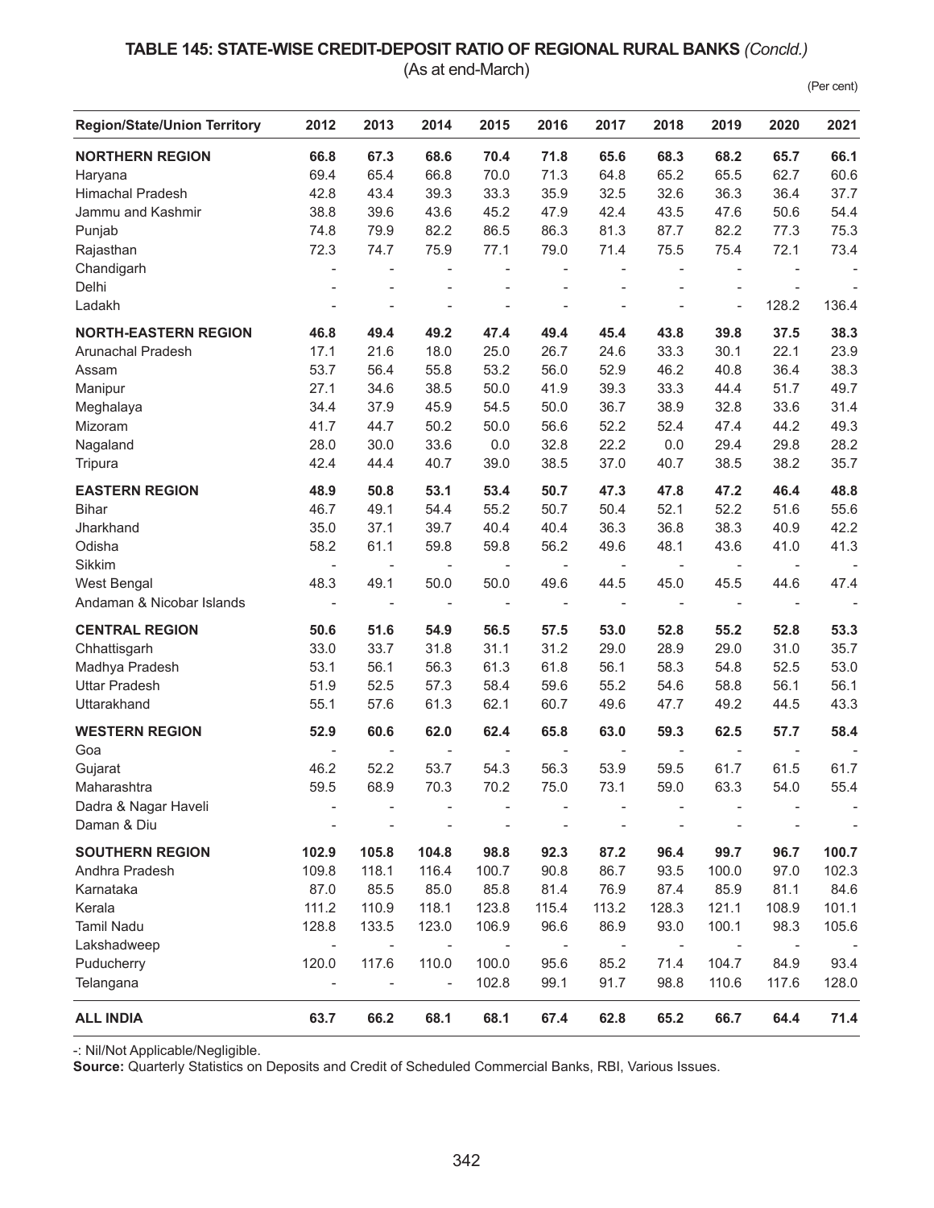## TABLE 145: STATE-WISE CREDIT-DEPOSIT RATIO OF REGIONAL RURAL BANKS *(Concld.)*

(As at end-March)

(Per cent)

| Region/State/Union Territory | 2012 | 2013 | 2014 | 2015 | 2016 | 2017 | 2018 | 2019 | 2020 | 2021 |
|---|---|---|---|---|---|---|---|---|---|---|
| **NORTHERN REGION** | **66.8** | **67.3** | **68.6** | **70.4** | **71.8** | **65.6** | **68.3** | **68.2** | **65.7** | **66.1** |
| Haryana | 69.4 | 65.4 | 66.8 | 70.0 | 71.3 | 64.8 | 65.2 | 65.5 | 62.7 | 60.6 |
| Himachal Pradesh | 42.8 | 43.4 | 39.3 | 33.3 | 35.9 | 32.5 | 32.6 | 36.3 | 36.4 | 37.7 |
| Jammu and Kashmir | 38.8 | 39.6 | 43.6 | 45.2 | 47.9 | 42.4 | 43.5 | 47.6 | 50.6 | 54.4 |
| Punjab | 74.8 | 79.9 | 82.2 | 86.5 | 86.3 | 81.3 | 87.7 | 82.2 | 77.3 | 75.3 |
| Rajasthan | 72.3 | 74.7 | 75.9 | 77.1 | 79.0 | 71.4 | 75.5 | 75.4 | 72.1 | 73.4 |
| Chandigarh | - | - | - | - | - | - | - | - | - | - |
| Delhi | - | - | - | - | - | - | - | - | - | - |
| Ladakh | - | - | - | - | - | - | - | - | 128.2 | 136.4 |
| **NORTH-EASTERN REGION** | **46.8** | **49.4** | **49.2** | **47.4** | **49.4** | **45.4** | **43.8** | **39.8** | **37.5** | **38.3** |
| Arunachal Pradesh | 17.1 | 21.6 | 18.0 | 25.0 | 26.7 | 24.6 | 33.3 | 30.1 | 22.1 | 23.9 |
| Assam | 53.7 | 56.4 | 55.8 | 53.2 | 56.0 | 52.9 | 46.2 | 40.8 | 36.4 | 38.3 |
| Manipur | 27.1 | 34.6 | 38.5 | 50.0 | 41.9 | 39.3 | 33.3 | 44.4 | 51.7 | 49.7 |
| Meghalaya | 34.4 | 37.9 | 45.9 | 54.5 | 50.0 | 36.7 | 38.9 | 32.8 | 33.6 | 31.4 |
| Mizoram | 41.7 | 44.7 | 50.2 | 50.0 | 56.6 | 52.2 | 52.4 | 47.4 | 44.2 | 49.3 |
| Nagaland | 28.0 | 30.0 | 33.6 | 0.0 | 32.8 | 22.2 | 0.0 | 29.4 | 29.8 | 28.2 |
| Tripura | 42.4 | 44.4 | 40.7 | 39.0 | 38.5 | 37.0 | 40.7 | 38.5 | 38.2 | 35.7 |
| **EASTERN REGION** | **48.9** | **50.8** | **53.1** | **53.4** | **50.7** | **47.3** | **47.8** | **47.2** | **46.4** | **48.8** |
| Bihar | 46.7 | 49.1 | 54.4 | 55.2 | 50.7 | 50.4 | 52.1 | 52.2 | 51.6 | 55.6 |
| Jharkhand | 35.0 | 37.1 | 39.7 | 40.4 | 40.4 | 36.3 | 36.8 | 38.3 | 40.9 | 42.2 |
| Odisha | 58.2 | 61.1 | 59.8 | 59.8 | 56.2 | 49.6 | 48.1 | 43.6 | 41.0 | 41.3 |
| Sikkim | - | - | - | - | - | - | - | - | - | - |
| West Bengal | 48.3 | 49.1 | 50.0 | 50.0 | 49.6 | 44.5 | 45.0 | 45.5 | 44.6 | 47.4 |
| Andaman & Nicobar Islands | - | - | - | - | - | - | - | - | - | - |
| **CENTRAL REGION** | **50.6** | **51.6** | **54.9** | **56.5** | **57.5** | **53.0** | **52.8** | **55.2** | **52.8** | **53.3** |
| Chhattisgarh | 33.0 | 33.7 | 31.8 | 31.1 | 31.2 | 29.0 | 28.9 | 29.0 | 31.0 | 35.7 |
| Madhya Pradesh | 53.1 | 56.1 | 56.3 | 61.3 | 61.8 | 56.1 | 58.3 | 54.8 | 52.5 | 53.0 |
| Uttar Pradesh | 51.9 | 52.5 | 57.3 | 58.4 | 59.6 | 55.2 | 54.6 | 58.8 | 56.1 | 56.1 |
| Uttarakhand | 55.1 | 57.6 | 61.3 | 62.1 | 60.7 | 49.6 | 47.7 | 49.2 | 44.5 | 43.3 |
| **WESTERN REGION** | **52.9** | **60.6** | **62.0** | **62.4** | **65.8** | **63.0** | **59.3** | **62.5** | **57.7** | **58.4** |
| Goa | - | - | - | - | - | - | - | - | - | - |
| Gujarat | 46.2 | 52.2 | 53.7 | 54.3 | 56.3 | 53.9 | 59.5 | 61.7 | 61.5 | 61.7 |
| Maharashtra | 59.5 | 68.9 | 70.3 | 70.2 | 75.0 | 73.1 | 59.0 | 63.3 | 54.0 | 55.4 |
| Dadra & Nagar Haveli | - | - | - | - | - | - | - | - | - | - |
| Daman & Diu | - | - | - | - | - | - | - | - | - | - |
| **SOUTHERN REGION** | **102.9** | **105.8** | **104.8** | **98.8** | **92.3** | **87.2** | **96.4** | **99.7** | **96.7** | **100.7** |
| Andhra Pradesh | 109.8 | 118.1 | 116.4 | 100.7 | 90.8 | 86.7 | 93.5 | 100.0 | 97.0 | 102.3 |
| Karnataka | 87.0 | 85.5 | 85.0 | 85.8 | 81.4 | 76.9 | 87.4 | 85.9 | 81.1 | 84.6 |
| Kerala | 111.2 | 110.9 | 118.1 | 123.8 | 115.4 | 113.2 | 128.3 | 121.1 | 108.9 | 101.1 |
| Tamil Nadu | 128.8 | 133.5 | 123.0 | 106.9 | 96.6 | 86.9 | 93.0 | 100.1 | 98.3 | 105.6 |
| Lakshadweep | - | - | - | - | - | - | - | - | - | - |
| Puducherry | 120.0 | 117.6 | 110.0 | 100.0 | 95.6 | 85.2 | 71.4 | 104.7 | 84.9 | 93.4 |
| Telangana | - | - | - | 102.8 | 99.1 | 91.7 | 98.8 | 110.6 | 117.6 | 128.0 |
| **ALL INDIA** | **63.7** | **66.2** | **68.1** | **68.1** | **67.4** | **62.8** | **65.2** | **66.7** | **64.4** | **71.4** |

-: Nil/Not Applicable/Negligible.

**Source:** Quarterly Statistics on Deposits and Credit of Scheduled Commercial Banks, RBI, Various Issues.